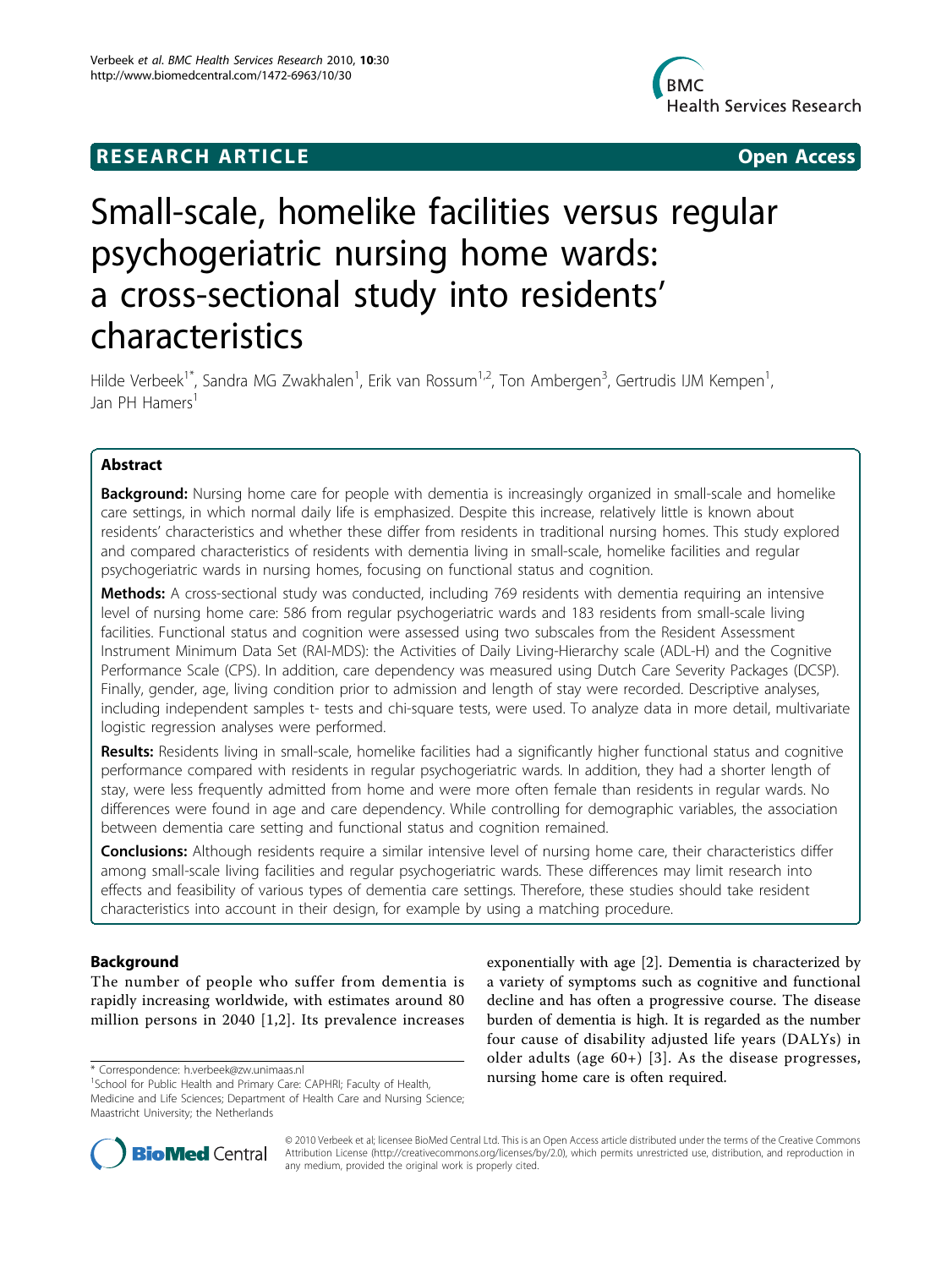RESEARCH ARTICLE **Open Access**

# Small-scale, homelike facilities versus regular psychogeriatric nursing home wards: a cross-sectional study into residents' characteristics

Hilde Verbeek[1*], Sandra MG Zwakhalen[1], Erik van Rossum[1,2], Ton Ambergen[3], Gertrudis IJM Kempen[1], Jan PH Hamers[1]

## Abstract

**Background:** Nursing home care for people with dementia is increasingly organized in small-scale and homelike care settings, in which normal daily life is emphasized. Despite this increase, relatively little is known about residents' characteristics and whether these differ from residents in traditional nursing homes. This study explored and compared characteristics of residents with dementia living in small-scale, homelike facilities and regular psychogeriatric wards in nursing homes, focusing on functional status and cognition.

**Methods:** A cross-sectional study was conducted, including 769 residents with dementia requiring an intensive level of nursing home care: 586 from regular psychogeriatric wards and 183 residents from small-scale living facilities. Functional status and cognition were assessed using two subscales from the Resident Assessment Instrument Minimum Data Set (RAI-MDS): the Activities of Daily Living-Hierarchy scale (ADL-H) and the Cognitive Performance Scale (CPS). In addition, care dependency was measured using Dutch Care Severity Packages (DCSP). Finally, gender, age, living condition prior to admission and length of stay were recorded. Descriptive analyses, including independent samples t- tests and chi-square tests, were used. To analyze data in more detail, multivariate logistic regression analyses were performed.

**Results:** Residents living in small-scale, homelike facilities had a significantly higher functional status and cognitive performance compared with residents in regular psychogeriatric wards. In addition, they had a shorter length of stay, were less frequently admitted from home and were more often female than residents in regular wards. No differences were found in age and care dependency. While controlling for demographic variables, the association between dementia care setting and functional status and cognition remained.

**Conclusions:** Although residents require a similar intensive level of nursing home care, their characteristics differ among small-scale living facilities and regular psychogeriatric wards. These differences may limit research into effects and feasibility of various types of dementia care settings. Therefore, these studies should take resident characteristics into account in their design, for example by using a matching procedure.

## Background

The number of people who suffer from dementia is rapidly increasing worldwide, with estimates around 80 million persons in 2040 [1,2]. Its prevalence increases exponentially with age [2]. Dementia is characterized by a variety of symptoms such as cognitive and functional decline and has often a progressive course. The disease burden of dementia is high. It is regarded as the number four cause of disability adjusted life years (DALYs) in older adults (age 60+) [3]. As the disease progresses, nursing home care is often required.

\* Correspondence: h.verbeek@zw.unimaas.nl

[1]School for Public Health and Primary Care: CAPHRI; Faculty of Health, Medicine and Life Sciences; Department of Health Care and Nursing Science; Maastricht University; the Netherlands

© 2010 Verbeek et al; licensee BioMed Central Ltd. This is an Open Access article distributed under the terms of the Creative Commons Attribution License (http://creativecommons.org/licenses/by/2.0), which permits unrestricted use, distribution, and reproduction in any medium, provided the original work is properly cited.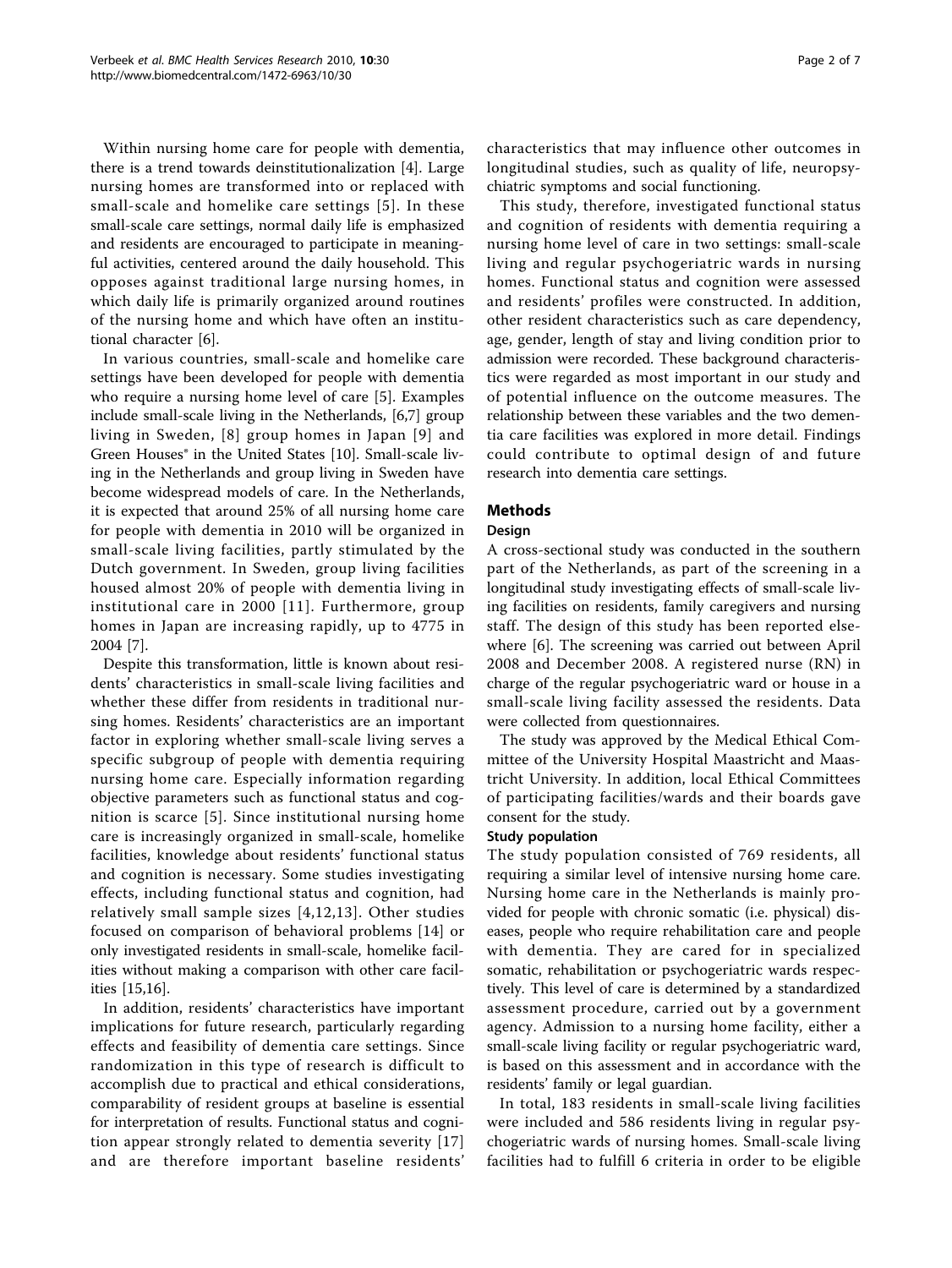Within nursing home care for people with dementia, there is a trend towards deinstitutionalization [4]. Large nursing homes are transformed into or replaced with small-scale and homelike care settings [5]. In these small-scale care settings, normal daily life is emphasized and residents are encouraged to participate in meaningful activities, centered around the daily household. This opposes against traditional large nursing homes, in which daily life is primarily organized around routines of the nursing home and which have often an institutional character [6].

In various countries, small-scale and homelike care settings have been developed for people with dementia who require a nursing home level of care [5]. Examples include small-scale living in the Netherlands, [6,7] group living in Sweden, [8] group homes in Japan [9] and Green Houses® in the United States [10]. Small-scale living in the Netherlands and group living in Sweden have become widespread models of care. In the Netherlands, it is expected that around 25% of all nursing home care for people with dementia in 2010 will be organized in small-scale living facilities, partly stimulated by the Dutch government. In Sweden, group living facilities housed almost 20% of people with dementia living in institutional care in 2000 [11]. Furthermore, group homes in Japan are increasing rapidly, up to 4775 in 2004 [7].

Despite this transformation, little is known about residents' characteristics in small-scale living facilities and whether these differ from residents in traditional nursing homes. Residents' characteristics are an important factor in exploring whether small-scale living serves a specific subgroup of people with dementia requiring nursing home care. Especially information regarding objective parameters such as functional status and cognition is scarce [5]. Since institutional nursing home care is increasingly organized in small-scale, homelike facilities, knowledge about residents' functional status and cognition is necessary. Some studies investigating effects, including functional status and cognition, had relatively small sample sizes [4,12,13]. Other studies focused on comparison of behavioral problems [14] or only investigated residents in small-scale, homelike facilities without making a comparison with other care facilities [15,16].

In addition, residents' characteristics have important implications for future research, particularly regarding effects and feasibility of dementia care settings. Since randomization in this type of research is difficult to accomplish due to practical and ethical considerations, comparability of resident groups at baseline is essential for interpretation of results. Functional status and cognition appear strongly related to dementia severity [17] and are therefore important baseline residents' characteristics that may influence other outcomes in longitudinal studies, such as quality of life, neuropsychiatric symptoms and social functioning.

This study, therefore, investigated functional status and cognition of residents with dementia requiring a nursing home level of care in two settings: small-scale living and regular psychogeriatric wards in nursing homes. Functional status and cognition were assessed and residents' profiles were constructed. In addition, other resident characteristics such as care dependency, age, gender, length of stay and living condition prior to admission were recorded. These background characteristics were regarded as most important in our study and of potential influence on the outcome measures. The relationship between these variables and the two dementia care facilities was explored in more detail. Findings could contribute to optimal design of and future research into dementia care settings.

## Methods

### Design

A cross-sectional study was conducted in the southern part of the Netherlands, as part of the screening in a longitudinal study investigating effects of small-scale living facilities on residents, family caregivers and nursing staff. The design of this study has been reported elsewhere [6]. The screening was carried out between April 2008 and December 2008. A registered nurse (RN) in charge of the regular psychogeriatric ward or house in a small-scale living facility assessed the residents. Data were collected from questionnaires.

The study was approved by the Medical Ethical Committee of the University Hospital Maastricht and Maastricht University. In addition, local Ethical Committees of participating facilities/wards and their boards gave consent for the study.

### Study population

The study population consisted of 769 residents, all requiring a similar level of intensive nursing home care. Nursing home care in the Netherlands is mainly provided for people with chronic somatic (i.e. physical) diseases, people who require rehabilitation care and people with dementia. They are cared for in specialized somatic, rehabilitation or psychogeriatric wards respectively. This level of care is determined by a standardized assessment procedure, carried out by a government agency. Admission to a nursing home facility, either a small-scale living facility or regular psychogeriatric ward, is based on this assessment and in accordance with the residents' family or legal guardian.

In total, 183 residents in small-scale living facilities were included and 586 residents living in regular psychogeriatric wards of nursing homes. Small-scale living facilities had to fulfill 6 criteria in order to be eligible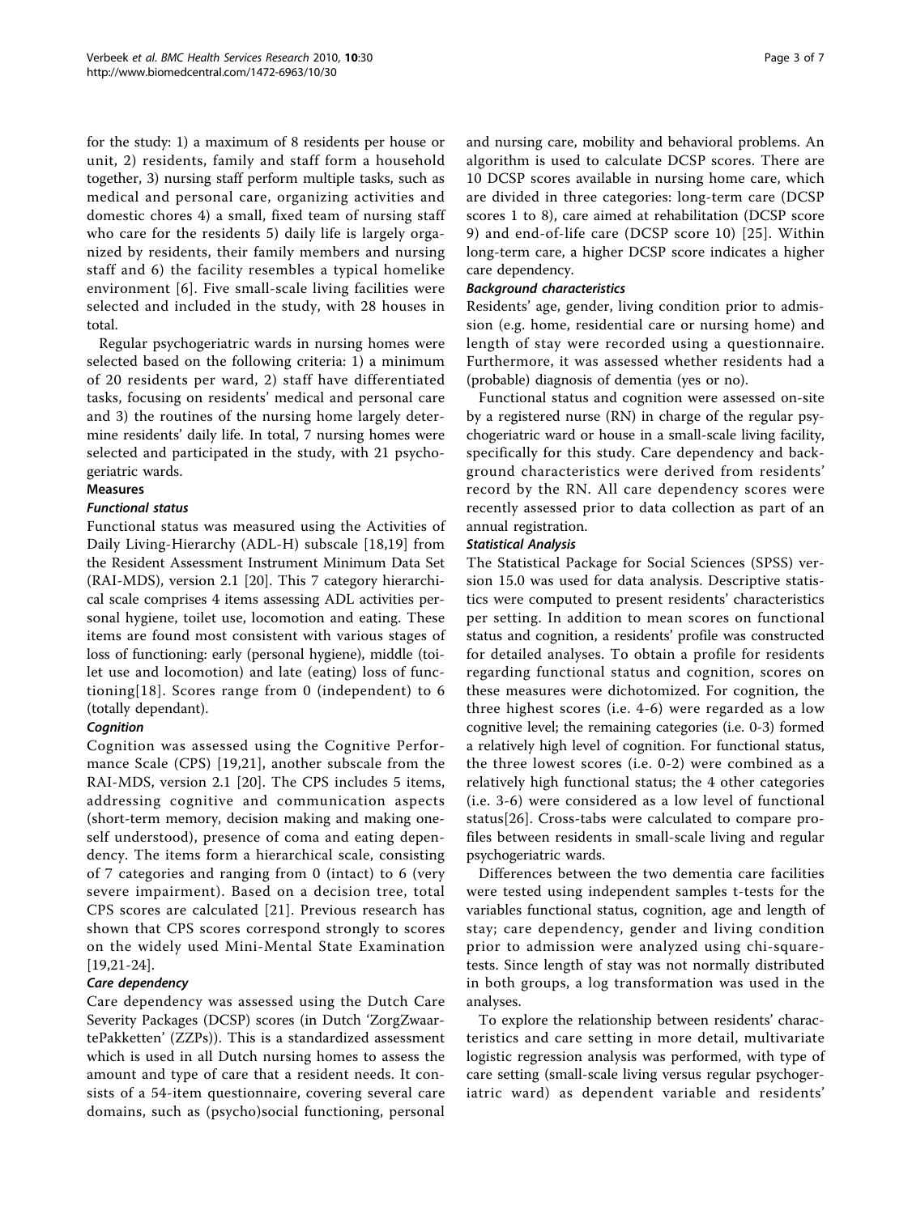for the study: 1) a maximum of 8 residents per house or unit, 2) residents, family and staff form a household together, 3) nursing staff perform multiple tasks, such as medical and personal care, organizing activities and domestic chores 4) a small, fixed team of nursing staff who care for the residents 5) daily life is largely organized by residents, their family members and nursing staff and 6) the facility resembles a typical homelike environment [6]. Five small-scale living facilities were selected and included in the study, with 28 houses in total.

Regular psychogeriatric wards in nursing homes were selected based on the following criteria: 1) a minimum of 20 residents per ward, 2) staff have differentiated tasks, focusing on residents' medical and personal care and 3) the routines of the nursing home largely determine residents' daily life. In total, 7 nursing homes were selected and participated in the study, with 21 psychogeriatric wards.

### Measures

#### *Functional status*

Functional status was measured using the Activities of Daily Living-Hierarchy (ADL-H) subscale [18,19] from the Resident Assessment Instrument Minimum Data Set (RAI-MDS), version 2.1 [20]. This 7 category hierarchical scale comprises 4 items assessing ADL activities personal hygiene, toilet use, locomotion and eating. These items are found most consistent with various stages of loss of functioning: early (personal hygiene), middle (toilet use and locomotion) and late (eating) loss of functioning[18]. Scores range from 0 (independent) to 6 (totally dependant).

#### *Cognition*

Cognition was assessed using the Cognitive Performance Scale (CPS) [19,21], another subscale from the RAI-MDS, version 2.1 [20]. The CPS includes 5 items, addressing cognitive and communication aspects (short-term memory, decision making and making oneself understood), presence of coma and eating dependency. The items form a hierarchical scale, consisting of 7 categories and ranging from 0 (intact) to 6 (very severe impairment). Based on a decision tree, total CPS scores are calculated [21]. Previous research has shown that CPS scores correspond strongly to scores on the widely used Mini-Mental State Examination [19,21-24].

#### *Care dependency*

Care dependency was assessed using the Dutch Care Severity Packages (DCSP) scores (in Dutch 'ZorgZwaartePakketten' (ZZPs)). This is a standardized assessment which is used in all Dutch nursing homes to assess the amount and type of care that a resident needs. It consists of a 54-item questionnaire, covering several care domains, such as (psycho)social functioning, personal and nursing care, mobility and behavioral problems. An algorithm is used to calculate DCSP scores. There are 10 DCSP scores available in nursing home care, which are divided in three categories: long-term care (DCSP scores 1 to 8), care aimed at rehabilitation (DCSP score 9) and end-of-life care (DCSP score 10) [25]. Within long-term care, a higher DCSP score indicates a higher care dependency.

#### *Background characteristics*

Residents' age, gender, living condition prior to admission (e.g. home, residential care or nursing home) and length of stay were recorded using a questionnaire. Furthermore, it was assessed whether residents had a (probable) diagnosis of dementia (yes or no).

Functional status and cognition were assessed on-site by a registered nurse (RN) in charge of the regular psychogeriatric ward or house in a small-scale living facility, specifically for this study. Care dependency and background characteristics were derived from residents' record by the RN. All care dependency scores were recently assessed prior to data collection as part of an annual registration.

#### *Statistical Analysis*

The Statistical Package for Social Sciences (SPSS) version 15.0 was used for data analysis. Descriptive statistics were computed to present residents' characteristics per setting. In addition to mean scores on functional status and cognition, a residents' profile was constructed for detailed analyses. To obtain a profile for residents regarding functional status and cognition, scores on these measures were dichotomized. For cognition, the three highest scores (i.e. 4-6) were regarded as a low cognitive level; the remaining categories (i.e. 0-3) formed a relatively high level of cognition. For functional status, the three lowest scores (i.e. 0-2) were combined as a relatively high functional status; the 4 other categories (i.e. 3-6) were considered as a low level of functional status[26]. Cross-tabs were calculated to compare profiles between residents in small-scale living and regular psychogeriatric wards.

Differences between the two dementia care facilities were tested using independent samples t-tests for the variables functional status, cognition, age and length of stay; care dependency, gender and living condition prior to admission were analyzed using chi-square-tests. Since length of stay was not normally distributed in both groups, a log transformation was used in the analyses.

To explore the relationship between residents' characteristics and care setting in more detail, multivariate logistic regression analysis was performed, with type of care setting (small-scale living versus regular psychogeriatric ward) as dependent variable and residents'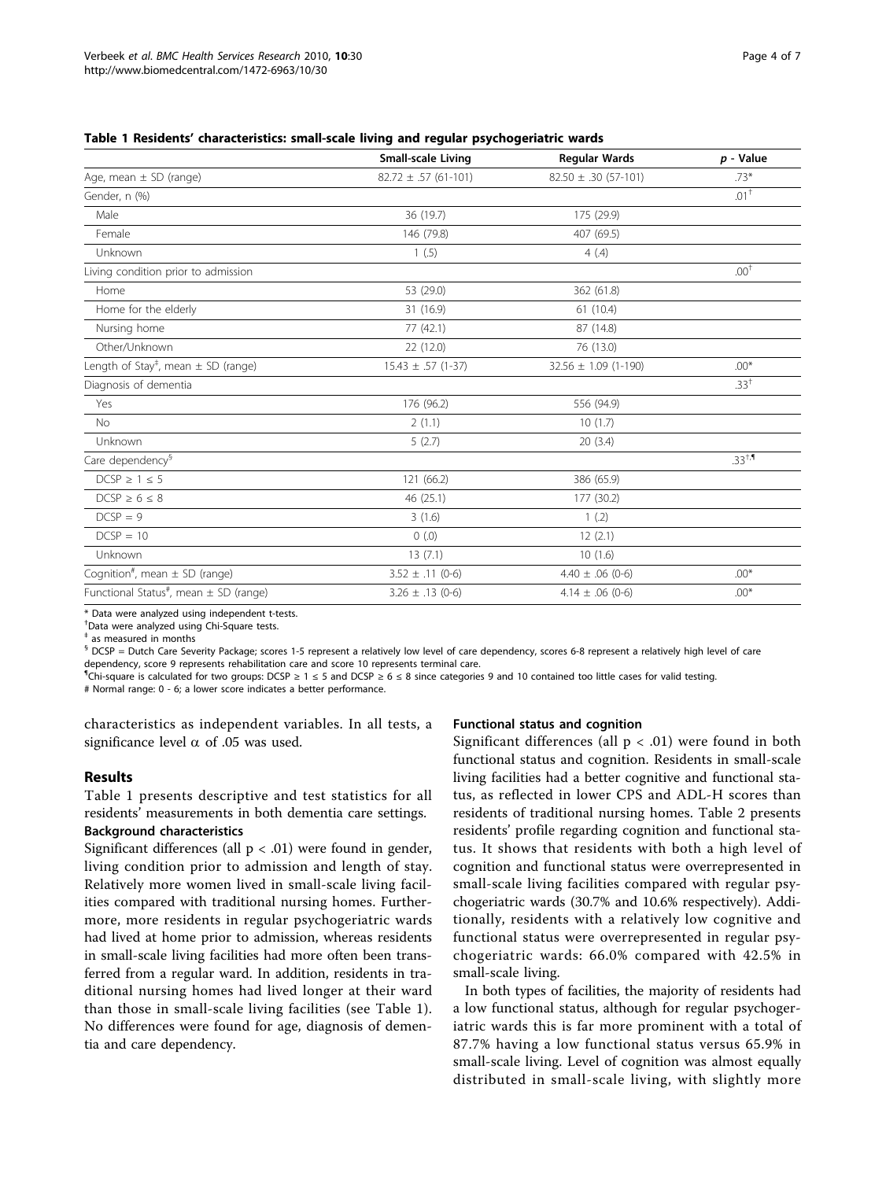**Table 1 Residents' characteristics: small-scale living and regular psychogeriatric wards**

| | Small-scale Living | Regular Wards | *p* - Value |
|---|---|---|---|
| Age, mean ± SD (range) | 82.72 ± .57 (61-101) | 82.50 ± .30 (57-101) | .73* |
| Gender, n (%) | | | .01[†] |
| Male | 36 (19.7) | 175 (29.9) | |
| Female | 146 (79.8) | 407 (69.5) | |
| Unknown | 1 (.5) | 4 (.4) | |
| Living condition prior to admission | | | .00[†] |
| Home | 53 (29.0) | 362 (61.8) | |
| Home for the elderly | 31 (16.9) | 61 (10.4) | |
| Nursing home | 77 (42.1) | 87 (14.8) | |
| Other/Unknown | 22 (12.0) | 76 (13.0) | |
| Length of Stay[‡], mean ± SD (range) | 15.43 ± .57 (1-37) | 32.56 ± 1.09 (1-190) | .00* |
| Diagnosis of dementia | | | .33[†] |
| Yes | 176 (96.2) | 556 (94.9) | |
| No | 2 (1.1) | 10 (1.7) | |
| Unknown | 5 (2.7) | 20 (3.4) | |
| Care dependency[§] | | | .33[†,¶] |
| DCSP ≥ 1 ≤ 5 | 121 (66.2) | 386 (65.9) | |
| DCSP ≥ 6 ≤ 8 | 46 (25.1) | 177 (30.2) | |
| DCSP = 9 | 3 (1.6) | 1 (.2) | |
| DCSP = 10 | 0 (.0) | 12 (2.1) | |
| Unknown | 13 (7.1) | 10 (1.6) | |
| Cognition[#], mean ± SD (range) | 3.52 ± .11 (0-6) | 4.40 ± .06 (0-6) | .00* |
| Functional Status[#], mean ± SD (range) | 3.26 ± .13 (0-6) | 4.14 ± .06 (0-6) | .00* |

\* Data were analyzed using independent t-tests.
[†]Data were analyzed using Chi-Square tests.
[‡] as measured in months
[§] DCSP = Dutch Care Severity Package; scores 1-5 represent a relatively low level of care dependency, scores 6-8 represent a relatively high level of care dependency, score 9 represents rehabilitation care and score 10 represents terminal care.
[¶]Chi-square is calculated for two groups: DCSP ≥ 1 ≤ 5 and DCSP ≥ 6 ≤ 8 since categories 9 and 10 contained too little cases for valid testing.
\# Normal range: 0 - 6; a lower score indicates a better performance.

characteristics as independent variables. In all tests, a significance level $\alpha$ of .05 was used.

## Results

Table 1 presents descriptive and test statistics for all residents' measurements in both dementia care settings.

### Background characteristics

Significant differences (all $p < .01$) were found in gender, living condition prior to admission and length of stay. Relatively more women lived in small-scale living facilities compared with traditional nursing homes. Furthermore, more residents in regular psychogeriatric wards had lived at home prior to admission, whereas residents in small-scale living facilities had more often been transferred from a regular ward. In addition, residents in traditional nursing homes had lived longer at their ward than those in small-scale living facilities (see Table 1). No differences were found for age, diagnosis of dementia and care dependency.

### Functional status and cognition

Significant differences (all $p < .01$) were found in both functional status and cognition. Residents in small-scale living facilities had a better cognitive and functional status, as reflected in lower CPS and ADL-H scores than residents of traditional nursing homes. Table 2 presents residents' profile regarding cognition and functional status. It shows that residents with both a high level of cognition and functional status were overrepresented in small-scale living facilities compared with regular psychogeriatric wards (30.7% and 10.6% respectively). Additionally, residents with a relatively low cognitive and functional status were overrepresented in regular psychogeriatric wards: 66.0% compared with 42.5% in small-scale living.

In both types of facilities, the majority of residents had a low functional status, although for regular psychogeriatric wards this is far more prominent with a total of 87.7% having a low functional status versus 65.9% in small-scale living. Level of cognition was almost equally distributed in small-scale living, with slightly more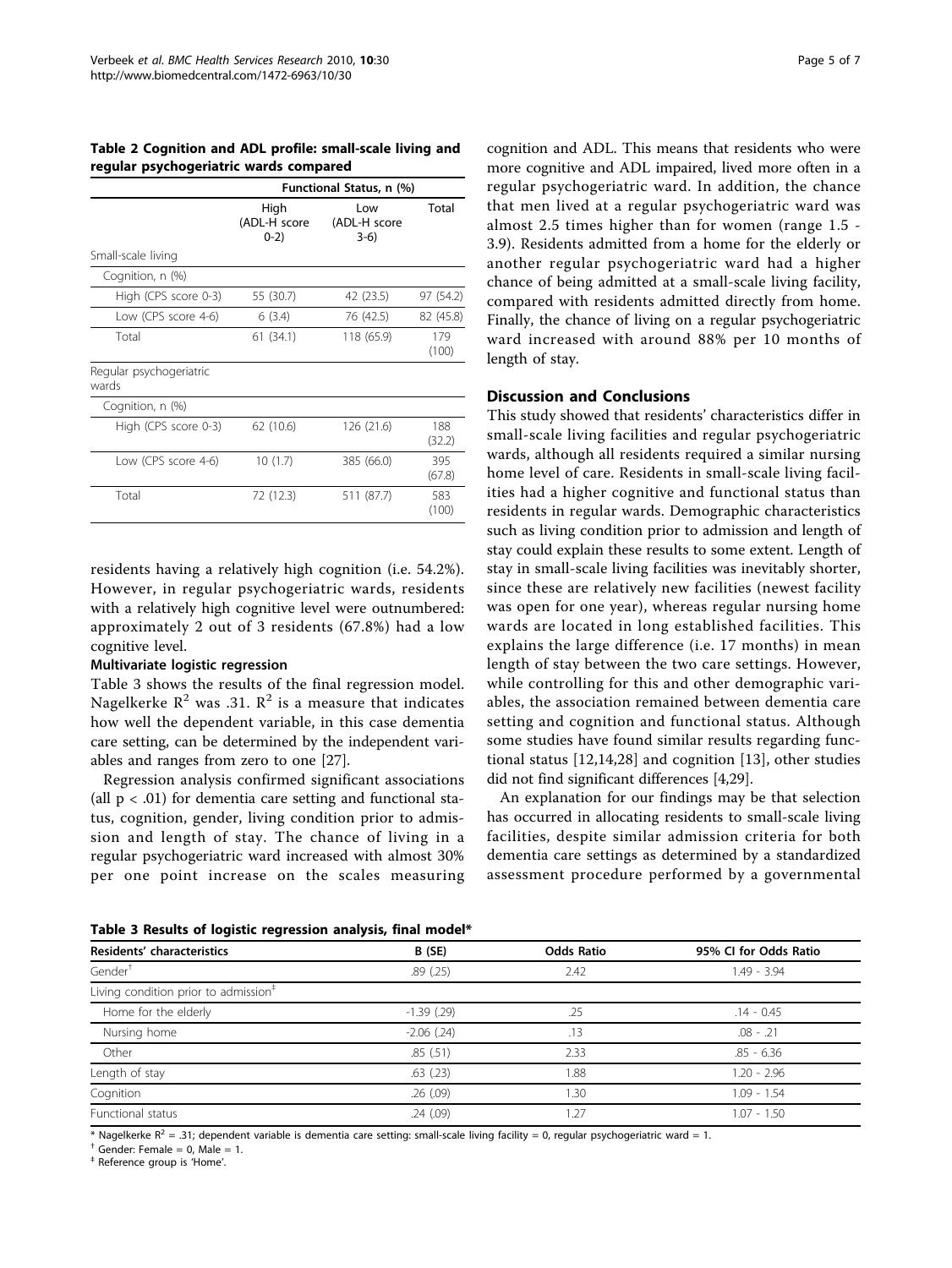**Table 2 Cognition and ADL profile: small-scale living and regular psychogeriatric wards compared**

| | Functional Status, n (%) | | |
|---|---|---|---|
| | High (ADL-H score 0-2) | Low (ADL-H score 3-6) | Total |
| Small-scale living | | | |
| Cognition, n (%) | | | |
| High (CPS score 0-3) | 55 (30.7) | 42 (23.5) | 97 (54.2) |
| Low (CPS score 4-6) | 6 (3.4) | 76 (42.5) | 82 (45.8) |
| Total | 61 (34.1) | 118 (65.9) | 179 (100) |
| Regular psychogeriatric wards | | | |
| Cognition, n (%) | | | |
| High (CPS score 0-3) | 62 (10.6) | 126 (21.6) | 188 (32.2) |
| Low (CPS score 4-6) | 10 (1.7) | 385 (66.0) | 395 (67.8) |
| Total | 72 (12.3) | 511 (87.7) | 583 (100) |

residents having a relatively high cognition (i.e. 54.2%). However, in regular psychogeriatric wards, residents with a relatively high cognitive level were outnumbered: approximately 2 out of 3 residents (67.8%) had a low cognitive level.

### Multivariate logistic regression

Table 3 shows the results of the final regression model. Nagelkerke $R^2$ was .31. $R^2$ is a measure that indicates how well the dependent variable, in this case dementia care setting, can be determined by the independent variables and ranges from zero to one [27].

Regression analysis confirmed significant associations (all $p < .01$) for dementia care setting and functional status, cognition, gender, living condition prior to admission and length of stay. The chance of living in a regular psychogeriatric ward increased with almost 30% per one point increase on the scales measuring cognition and ADL. This means that residents who were more cognitive and ADL impaired, lived more often in a regular psychogeriatric ward. In addition, the chance that men lived at a regular psychogeriatric ward was almost 2.5 times higher than for women (range 1.5 - 3.9). Residents admitted from a home for the elderly or another regular psychogeriatric ward had a higher chance of being admitted at a small-scale living facility, compared with residents admitted directly from home. Finally, the chance of living on a regular psychogeriatric ward increased with around 88% per 10 months of length of stay.

## Discussion and Conclusions

This study showed that residents' characteristics differ in small-scale living facilities and regular psychogeriatric wards, although all residents required a similar nursing home level of care. Residents in small-scale living facilities had a higher cognitive and functional status than residents in regular wards. Demographic characteristics such as living condition prior to admission and length of stay could explain these results to some extent. Length of stay in small-scale living facilities was inevitably shorter, since these are relatively new facilities (newest facility was open for one year), whereas regular nursing home wards are located in long established facilities. This explains the large difference (i.e. 17 months) in mean length of stay between the two care settings. However, while controlling for this and other demographic variables, the association remained between dementia care setting and cognition and functional status. Although some studies have found similar results regarding functional status [12,14,28] and cognition [13], other studies did not find significant differences [4,29].

An explanation for our findings may be that selection has occurred in allocating residents to small-scale living facilities, despite similar admission criteria for both dementia care settings as determined by a standardized assessment procedure performed by a governmental

**Table 3 Results of logistic regression analysis, final model***

| Residents' characteristics | B (SE) | Odds Ratio | 95% CI for Odds Ratio |
|---|---|---|---|
| Gender[†] | .89 (.25) | 2.42 | 1.49 - 3.94 |
| Living condition prior to admission[‡] | | | |
| Home for the elderly | -1.39 (.29) | .25 | .14 - 0.45 |
| Nursing home | -2.06 (.24) | .13 | .08 - .21 |
| Other | .85 (.51) | 2.33 | .85 - 6.36 |
| Length of stay | .63 (.23) | 1.88 | 1.20 - 2.96 |
| Cognition | .26 (.09) | 1.30 | 1.09 - 1.54 |
| Functional status | .24 (.09) | 1.27 | 1.07 - 1.50 |

* Nagelkerke $R^2$ = .31; dependent variable is dementia care setting: small-scale living facility = 0, regular psychogeriatric ward = 1.

† Gender: Female = 0, Male = 1.

‡ Reference group is 'Home'.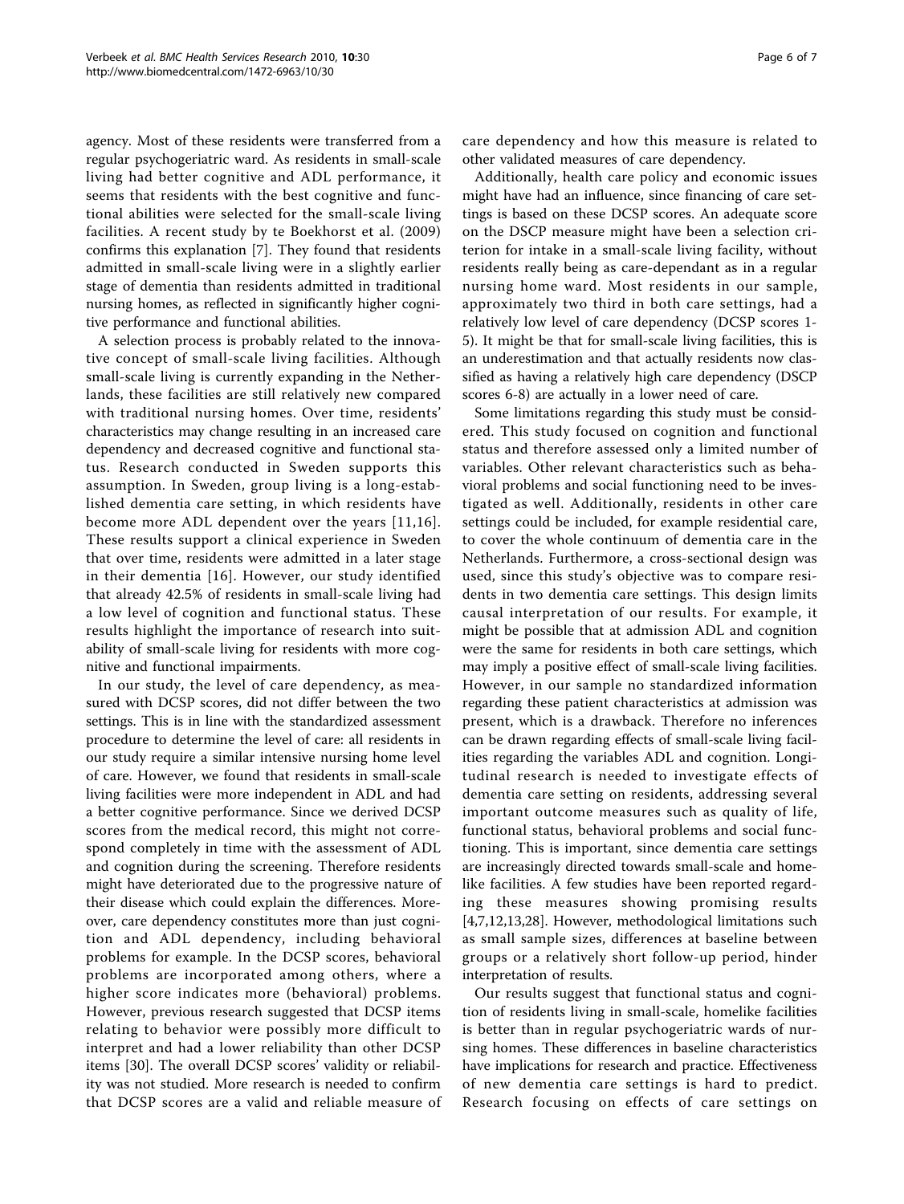agency. Most of these residents were transferred from a regular psychogeriatric ward. As residents in small-scale living had better cognitive and ADL performance, it seems that residents with the best cognitive and functional abilities were selected for the small-scale living facilities. A recent study by te Boekhorst et al. (2009) confirms this explanation [7]. They found that residents admitted in small-scale living were in a slightly earlier stage of dementia than residents admitted in traditional nursing homes, as reflected in significantly higher cognitive performance and functional abilities.

A selection process is probably related to the innovative concept of small-scale living facilities. Although small-scale living is currently expanding in the Netherlands, these facilities are still relatively new compared with traditional nursing homes. Over time, residents' characteristics may change resulting in an increased care dependency and decreased cognitive and functional status. Research conducted in Sweden supports this assumption. In Sweden, group living is a long-established dementia care setting, in which residents have become more ADL dependent over the years [11,16]. These results support a clinical experience in Sweden that over time, residents were admitted in a later stage in their dementia [16]. However, our study identified that already 42.5% of residents in small-scale living had a low level of cognition and functional status. These results highlight the importance of research into suitability of small-scale living for residents with more cognitive and functional impairments.

In our study, the level of care dependency, as measured with DCSP scores, did not differ between the two settings. This is in line with the standardized assessment procedure to determine the level of care: all residents in our study require a similar intensive nursing home level of care. However, we found that residents in small-scale living facilities were more independent in ADL and had a better cognitive performance. Since we derived DCSP scores from the medical record, this might not correspond completely in time with the assessment of ADL and cognition during the screening. Therefore residents might have deteriorated due to the progressive nature of their disease which could explain the differences. Moreover, care dependency constitutes more than just cognition and ADL dependency, including behavioral problems for example. In the DCSP scores, behavioral problems are incorporated among others, where a higher score indicates more (behavioral) problems. However, previous research suggested that DCSP items relating to behavior were possibly more difficult to interpret and had a lower reliability than other DCSP items [30]. The overall DCSP scores' validity or reliability was not studied. More research is needed to confirm that DCSP scores are a valid and reliable measure of care dependency and how this measure is related to other validated measures of care dependency.

Additionally, health care policy and economic issues might have had an influence, since financing of care settings is based on these DCSP scores. An adequate score on the DSCP measure might have been a selection criterion for intake in a small-scale living facility, without residents really being as care-dependant as in a regular nursing home ward. Most residents in our sample, approximately two third in both care settings, had a relatively low level of care dependency (DCSP scores 1-5). It might be that for small-scale living facilities, this is an underestimation and that actually residents now classified as having a relatively high care dependency (DSCP scores 6-8) are actually in a lower need of care.

Some limitations regarding this study must be considered. This study focused on cognition and functional status and therefore assessed only a limited number of variables. Other relevant characteristics such as behavioral problems and social functioning need to be investigated as well. Additionally, residents in other care settings could be included, for example residential care, to cover the whole continuum of dementia care in the Netherlands. Furthermore, a cross-sectional design was used, since this study's objective was to compare residents in two dementia care settings. This design limits causal interpretation of our results. For example, it might be possible that at admission ADL and cognition were the same for residents in both care settings, which may imply a positive effect of small-scale living facilities. However, in our sample no standardized information regarding these patient characteristics at admission was present, which is a drawback. Therefore no inferences can be drawn regarding effects of small-scale living facilities regarding the variables ADL and cognition. Longitudinal research is needed to investigate effects of dementia care setting on residents, addressing several important outcome measures such as quality of life, functional status, behavioral problems and social functioning. This is important, since dementia care settings are increasingly directed towards small-scale and homelike facilities. A few studies have been reported regarding these measures showing promising results [4,7,12,13,28]. However, methodological limitations such as small sample sizes, differences at baseline between groups or a relatively short follow-up period, hinder interpretation of results.

Our results suggest that functional status and cognition of residents living in small-scale, homelike facilities is better than in regular psychogeriatric wards of nursing homes. These differences in baseline characteristics have implications for research and practice. Effectiveness of new dementia care settings is hard to predict. Research focusing on effects of care settings on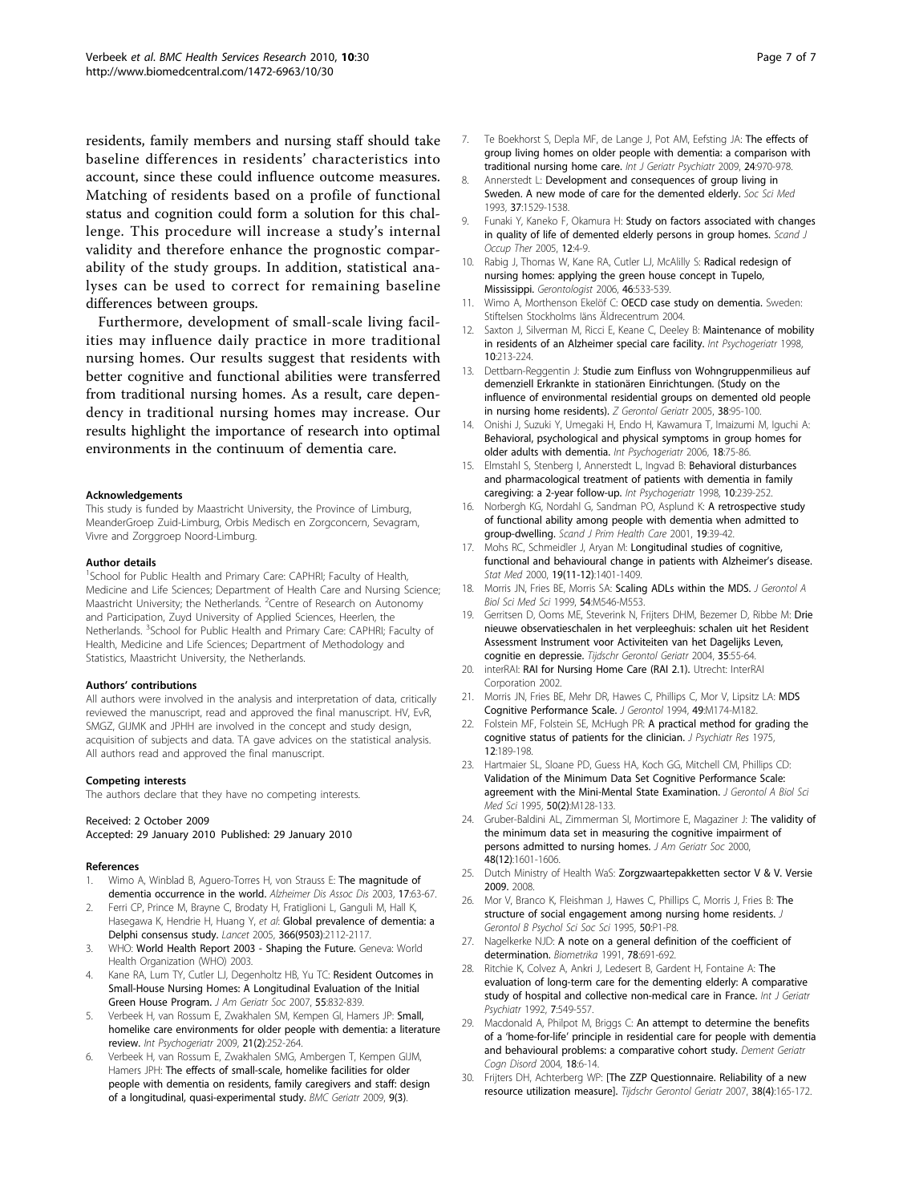residents, family members and nursing staff should take baseline differences in residents' characteristics into account, since these could influence outcome measures. Matching of residents based on a profile of functional status and cognition could form a solution for this challenge. This procedure will increase a study's internal validity and therefore enhance the prognostic comparability of the study groups. In addition, statistical analyses can be used to correct for remaining baseline differences between groups.

Furthermore, development of small-scale living facilities may influence daily practice in more traditional nursing homes. Our results suggest that residents with better cognitive and functional abilities were transferred from traditional nursing homes. As a result, care dependency in traditional nursing homes may increase. Our results highlight the importance of research into optimal environments in the continuum of dementia care.

#### Acknowledgements

This study is funded by Maastricht University, the Province of Limburg, MeanderGroep Zuid-Limburg, Orbis Medisch en Zorgconcern, Sevagram, Vivre and Zorggroep Noord-Limburg.

#### Author details

[1]School for Public Health and Primary Care: CAPHRI; Faculty of Health, Medicine and Life Sciences; Department of Health Care and Nursing Science; Maastricht University; the Netherlands. [2]Centre of Research on Autonomy and Participation, Zuyd University of Applied Sciences, Heerlen, the Netherlands. [3]School for Public Health and Primary Care: CAPHRI; Faculty of Health, Medicine and Life Sciences; Department of Methodology and Statistics, Maastricht University, the Netherlands.

#### Authors' contributions

All authors were involved in the analysis and interpretation of data, critically reviewed the manuscript, read and approved the final manuscript. HV, EvR, SMGZ, GIJMK and JPHH are involved in the concept and study design, acquisition of subjects and data. TA gave advices on the statistical analysis. All authors read and approved the final manuscript.

#### Competing interests

The authors declare that they have no competing interests.

Received: 2 October 2009
Accepted: 29 January 2010 Published: 29 January 2010

#### References

1. Wimo A, Winblad B, Aguero-Torres H, von Strauss E: **The magnitude of dementia occurrence in the world.** *Alzheimer Dis Assoc Dis* 2003, **17**:63-67.
2. Ferri CP, Prince M, Brayne C, Brodaty H, Fratiglioni L, Ganguli M, Hall K, Hasegawa K, Hendrie H, Huang Y, *et al*: **Global prevalence of dementia: a Delphi consensus study.** *Lancet* 2005, **366(9503)**:2112-2117.
3. WHO: **World Health Report 2003 - Shaping the Future.** Geneva: World Health Organization (WHO) 2003.
4. Kane RA, Lum TY, Cutler LJ, Degenholtz HB, Yu TC: **Resident Outcomes in Small-House Nursing Homes: A Longitudinal Evaluation of the Initial Green House Program.** *J Am Geriatr Soc* 2007, **55**:832-839.
5. Verbeek H, van Rossum E, Zwakhalen SM, Kempen GI, Hamers JP: **Small, homelike care environments for older people with dementia: a literature review.** *Int Psychogeriatr* 2009, **21(2)**:252-264.
6. Verbeek H, van Rossum E, Zwakhalen SMG, Ambergen T, Kempen GIJM, Hamers JPH: **The effects of small-scale, homelike facilities for older people with dementia on residents, family caregivers and staff: design of a longitudinal, quasi-experimental study.** *BMC Geriatr* 2009, **9(3)**.
7. Te Boekhorst S, Depla MF, de Lange J, Pot AM, Eefsting JA: **The effects of group living homes on older people with dementia: a comparison with traditional nursing home care.** *Int J Geriatr Psychiatr* 2009, **24**:970-978.
8. Annerstedt L: **Development and consequences of group living in Sweden. A new mode of care for the demented elderly.** *Soc Sci Med* 1993, **37**:1529-1538.
9. Funaki Y, Kaneko F, Okamura H: **Study on factors associated with changes in quality of life of demented elderly persons in group homes.** *Scand J Occup Ther* 2005, **12**:4-9.
10. Rabig J, Thomas W, Kane RA, Cutler LJ, McAlilly S: **Radical redesign of nursing homes: applying the green house concept in Tupelo, Mississippi.** *Gerontologist* 2006, **46**:533-539.
11. Wimo A, Morthenson Ekelöf C: **OECD case study on dementia.** Sweden: Stiftelsen Stockholms läns Äldrecentrum 2004.
12. Saxton J, Silverman M, Ricci E, Keane C, Deeley B: **Maintenance of mobility in residents of an Alzheimer special care facility.** *Int Psychogeriatr* 1998, **10**:213-224.
13. Dettbarn-Reggentin J: **Studie zum Einfluss von Wohngruppenmilieus auf demenziell Erkrankte in stationären Einrichtungen. (Study on the influence of environmental residential groups on demented old people in nursing home residents).** *Z Gerontol Geriatr* 2005, **38**:95-100.
14. Onishi J, Suzuki Y, Umegaki H, Endo H, Kawamura T, Imaizumi M, Iguchi A: **Behavioral, psychological and physical symptoms in group homes for older adults with dementia.** *Int Psychogeriatr* 2006, **18**:75-86.
15. Elmstahl S, Stenberg I, Annerstedt L, Ingvad B: **Behavioral disturbances and pharmacological treatment of patients with dementia in family caregiving: a 2-year follow-up.** *Int Psychogeriatr* 1998, **10**:239-252.
16. Norbergh KG, Nordahl G, Sandman PO, Asplund K: **A retrospective study of functional ability among people with dementia when admitted to group-dwelling.** *Scand J Prim Health Care* 2001, **19**:39-42.
17. Mohs RC, Schmeidler J, Aryan M: **Longitudinal studies of cognitive, functional and behavioural change in patients with Alzheimer's disease.** *Stat Med* 2000, **19(11-12)**:1401-1409.
18. Morris JN, Fries BE, Morris SA: **Scaling ADLs within the MDS.** *J Gerontol A Biol Sci Med Sci* 1999, **54**:M546-M553.
19. Gerritsen D, Ooms ME, Steverink N, Frijters DHM, Bezemer D, Ribbe M: **Drie nieuwe observatieschalen in het verpleeghuis: schalen uit het Resident Assessment Instrument voor Activiteiten van het Dagelijks Leven, cognitie en depressie.** *Tijdschr Gerontol Geriatr* 2004, **35**:55-64.
20. interRAI: **RAI for Nursing Home Care (RAI 2.1).** Utrecht: InterRAI Corporation 2002.
21. Morris JN, Fries BE, Mehr DR, Hawes C, Phillips C, Mor V, Lipsitz LA: **MDS Cognitive Performance Scale.** *J Gerontol* 1994, **49**:M174-M182.
22. Folstein MF, Folstein SE, McHugh PR: **A practical method for grading the cognitive status of patients for the clinician.** *J Psychiatr Res* 1975, **12**:189-198.
23. Hartmaier SL, Sloane PD, Guess HA, Koch GG, Mitchell CM, Phillips CD: **Validation of the Minimum Data Set Cognitive Performance Scale: agreement with the Mini-Mental State Examination.** *J Gerontol A Biol Sci Med Sci* 1995, **50(2)**:M128-133.
24. Gruber-Baldini AL, Zimmerman SI, Mortimore E, Magaziner J: **The validity of the minimum data set in measuring the cognitive impairment of persons admitted to nursing homes.** *J Am Geriatr Soc* 2000, **48(12)**:1601-1606.
25. Dutch Ministry of Health WaS: **Zorgzwaartepakketten sector V & V. Versie 2009.** 2008.
26. Mor V, Branco K, Fleishman J, Hawes C, Phillips C, Morris J, Fries B: **The structure of social engagement among nursing home residents.** *J Gerontol B Psychol Sci Soc Sci* 1995, **50**:P1-P8.
27. Nagelkerke NJD: **A note on a general definition of the coefficient of determination.** *Biometrika* 1991, **78**:691-692.
28. Ritchie K, Colvez A, Ankri J, Ledesert B, Gardent H, Fontaine A: **The evaluation of long-term care for the dementing elderly: A comparative study of hospital and collective non-medical care in France.** *Int J Geriatr Psychiatr* 1992, **7**:549-557.
29. Macdonald A, Philpot M, Briggs C: **An attempt to determine the benefits of a 'home-for-life' principle in residential care for people with dementia and behavioural problems: a comparative cohort study.** *Dement Geriatr Cogn Disord* 2004, **18**:6-14.
30. Frijters DH, Achterberg WP: **[The ZZP Questionnaire. Reliability of a new resource utilization measure].** *Tijdschr Gerontol Geriatr* 2007, **38(4)**:165-172.